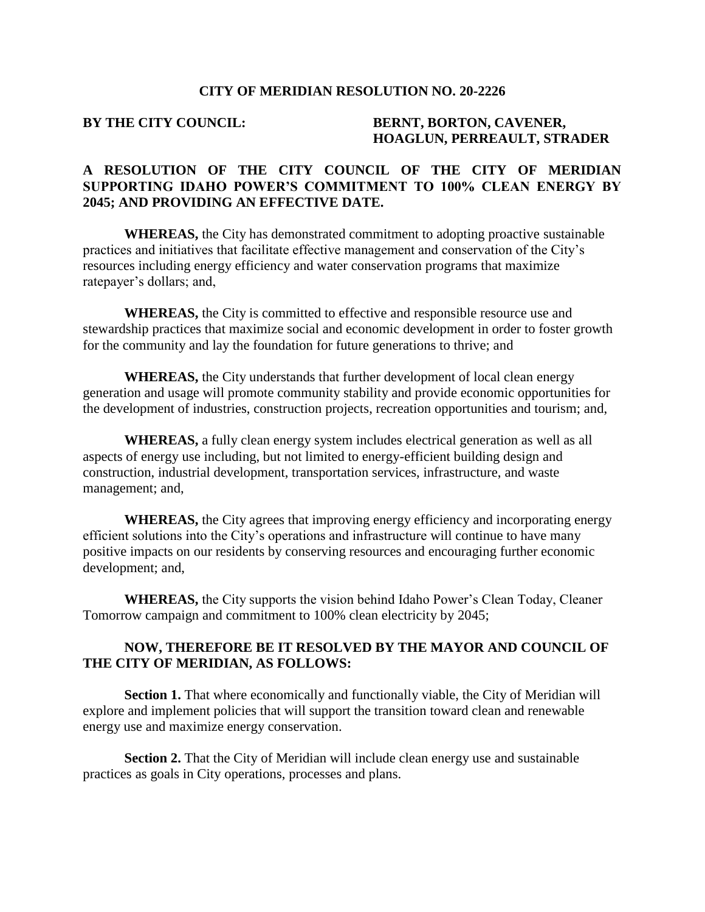# CITY OF MERIDIAN RESOLUTION NO. 20-2226

**BY THE CITY COUNCIL:** **BERNT, BORTON, CAVENER, HOAGLUN, PERREAULT, STRADER**

**A RESOLUTION OF THE CITY COUNCIL OF THE CITY OF MERIDIAN SUPPORTING IDAHO POWER'S COMMITMENT TO 100% CLEAN ENERGY BY 2045; AND PROVIDING AN EFFECTIVE DATE.**

**WHEREAS,** the City has demonstrated commitment to adopting proactive sustainable practices and initiatives that facilitate effective management and conservation of the City's resources including energy efficiency and water conservation programs that maximize ratepayer's dollars; and,

**WHEREAS,** the City is committed to effective and responsible resource use and stewardship practices that maximize social and economic development in order to foster growth for the community and lay the foundation for future generations to thrive; and

**WHEREAS,** the City understands that further development of local clean energy generation and usage will promote community stability and provide economic opportunities for the development of industries, construction projects, recreation opportunities and tourism; and,

**WHEREAS,** a fully clean energy system includes electrical generation as well as all aspects of energy use including, but not limited to energy-efficient building design and construction, industrial development, transportation services, infrastructure, and waste management; and,

**WHEREAS,** the City agrees that improving energy efficiency and incorporating energy efficient solutions into the City's operations and infrastructure will continue to have many positive impacts on our residents by conserving resources and encouraging further economic development; and,

**WHEREAS,** the City supports the vision behind Idaho Power's Clean Today, Cleaner Tomorrow campaign and commitment to 100% clean electricity by 2045;

**NOW, THEREFORE BE IT RESOLVED BY THE MAYOR AND COUNCIL OF THE CITY OF MERIDIAN, AS FOLLOWS:**

**Section 1.** That where economically and functionally viable, the City of Meridian will explore and implement policies that will support the transition toward clean and renewable energy use and maximize energy conservation.

**Section 2.** That the City of Meridian will include clean energy use and sustainable practices as goals in City operations, processes and plans.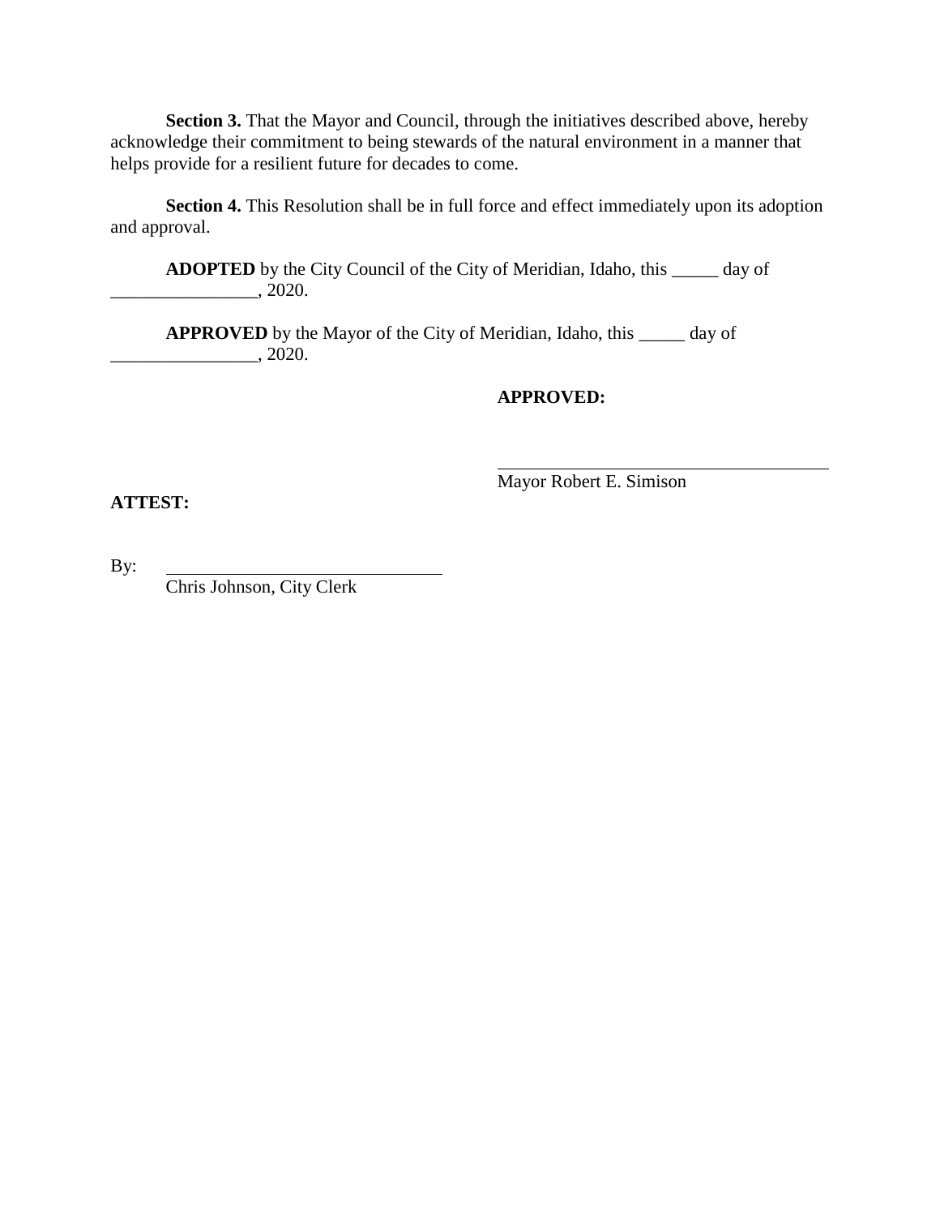**Section 3.** That the Mayor and Council, through the initiatives described above, hereby acknowledge their commitment to being stewards of the natural environment in a manner that helps provide for a resilient future for decades to come.

**Section 4.** This Resolution shall be in full force and effect immediately upon its adoption and approval.

**ADOPTED** by the City Council of the City of Meridian, Idaho, this _____ day of ________________, 2020.

**APPROVED** by the Mayor of the City of Meridian, Idaho, this _____ day of ________________, 2020.

**APPROVED:**

______________________________
Mayor Robert E. Simison

**ATTEST:**

By: ______________________________
Chris Johnson, City Clerk